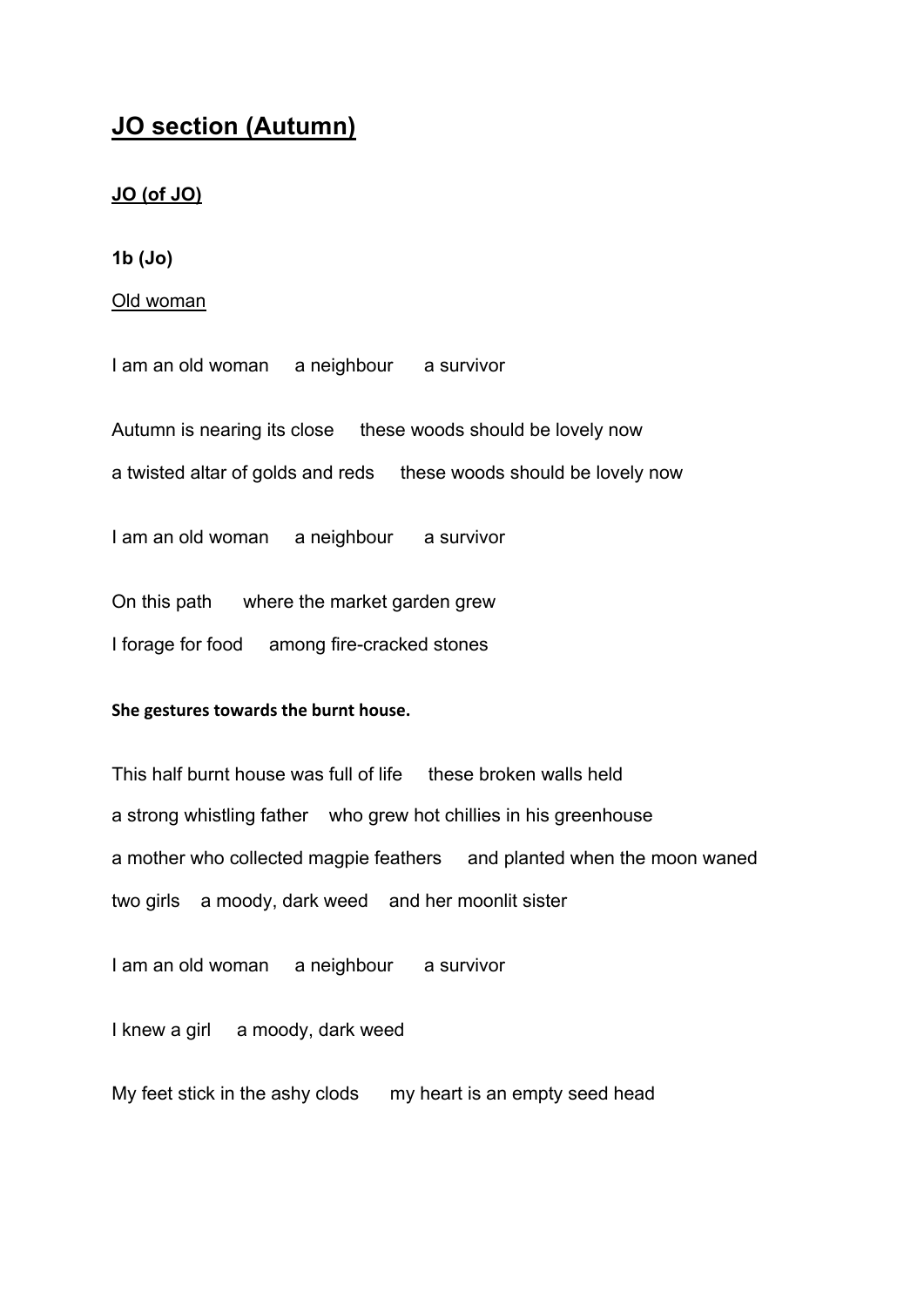# JO section (Autumn)

## JO (of JO)

**1b (Jo)**

Old woman

I am an old woman    a neighbour    a survivor

Autumn is nearing its close    these woods should be lovely now

a twisted altar of golds and reds    these woods should be lovely now

I am an old woman    a neighbour    a survivor

On this path    where the market garden grew

I forage for food    among fire-cracked stones

**She gestures towards the burnt house.**

This half burnt house was full of life    these broken walls held

a strong whistling father    who grew hot chillies in his greenhouse

a mother who collected magpie feathers    and planted when the moon waned

two girls    a moody, dark weed    and her moonlit sister

I am an old woman    a neighbour    a survivor

I knew a girl    a moody, dark weed

My feet stick in the ashy clods    my heart is an empty seed head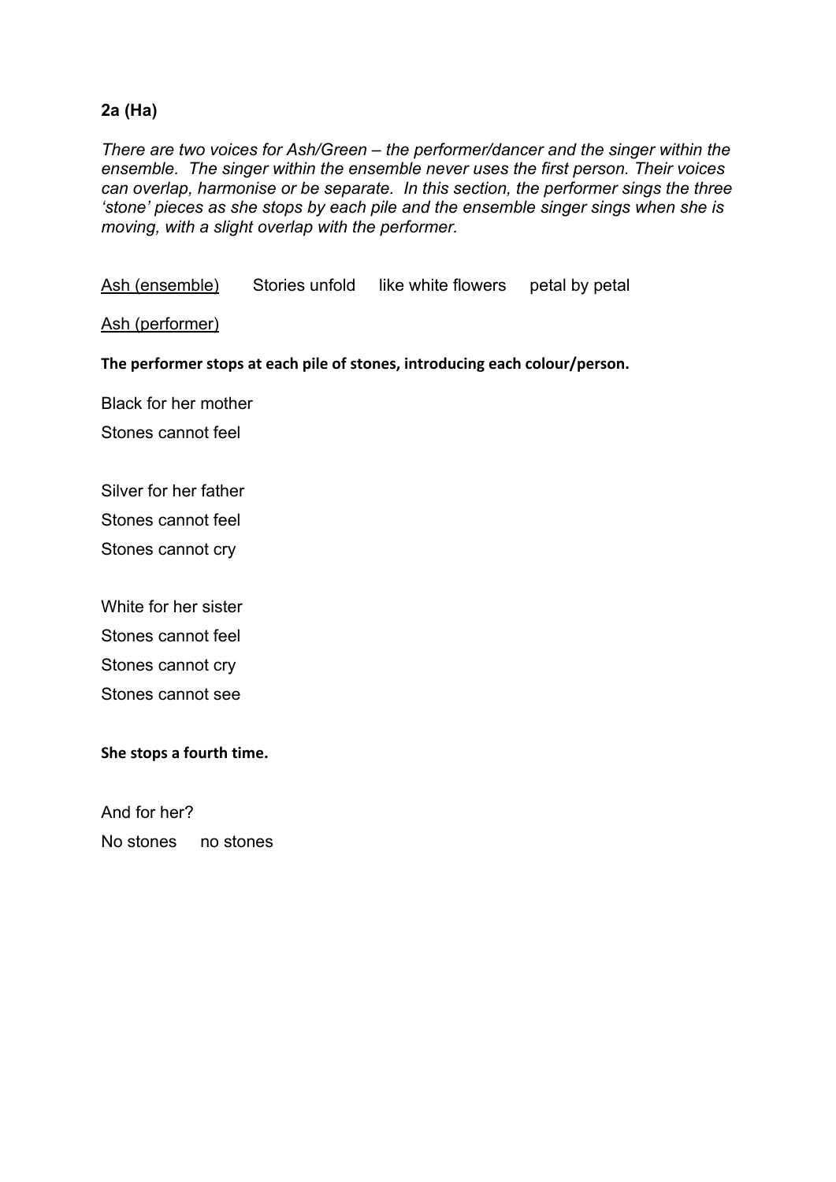**2a (Ha)**

*There are two voices for Ash/Green – the performer/dancer and the singer within the ensemble. The singer within the ensemble never uses the first person. Their voices can overlap, harmonise or be separate. In this section, the performer sings the three 'stone' pieces as she stops by each pile and the ensemble singer sings when she is moving, with a slight overlap with the performer.*

<u>Ash (ensemble)</u>      Stories unfold     like white flowers     petal by petal

<u>Ash (performer)</u>

**The performer stops at each pile of stones, introducing each colour/person.**

Black for her mother

Stones cannot feel

Silver for her father

Stones cannot feel

Stones cannot cry

White for her sister

Stones cannot feel

Stones cannot cry

Stones cannot see

**She stops a fourth time.**

And for her?

No stones     no stones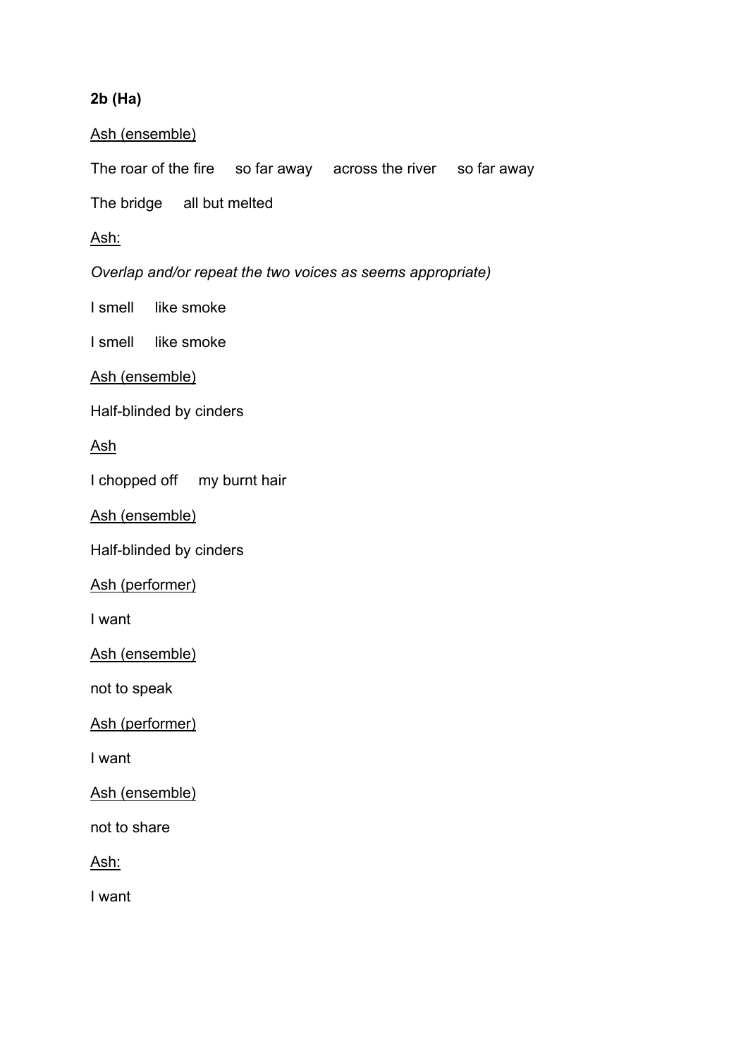**2b (Ha)**

<u>Ash (ensemble)</u>

The roar of the fire     so far away     across the river     so far away

The bridge     all but melted

<u>Ash:</u>

*Overlap and/or repeat the two voices as seems appropriate)*

I smell     like smoke

I smell     like smoke

<u>Ash (ensemble)</u>

Half-blinded by cinders

<u>Ash</u>

I chopped off     my burnt hair

<u>Ash (ensemble)</u>

Half-blinded by cinders

<u>Ash (performer)</u>

I want

<u>Ash (ensemble)</u>

not to speak

<u>Ash (performer)</u>

I want

<u>Ash (ensemble)</u>

not to share

<u>Ash:</u>

I want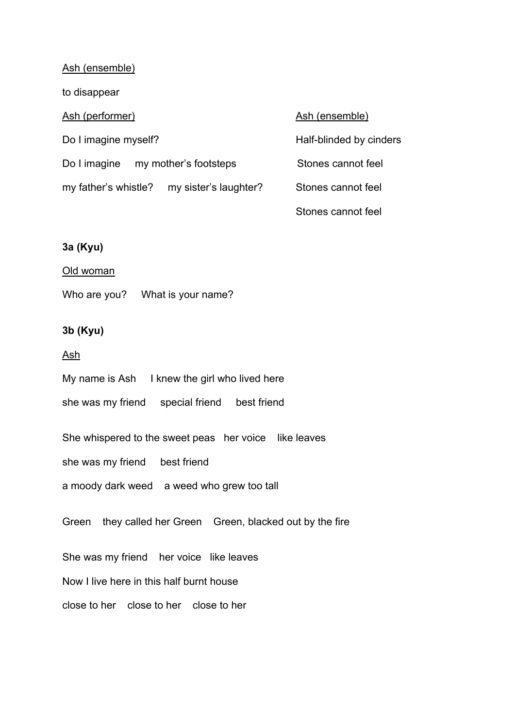Ash (ensemble)

to disappear

Ash (performer)

Do I imagine myself?

Do I imagine     my mother's footsteps

my father's whistle?     my sister's laughter?

Ash (ensemble)

Half-blinded by cinders

Stones cannot feel

Stones cannot feel

Stones cannot feel

**3a (Kyu)**

Old woman

Who are you?     What is your name?

**3b (Kyu)**

Ash

My name is Ash     I knew the girl who lived here

she was my friend     special friend     best friend

She whispered to the sweet peas   her voice    like leaves

she was my friend     best friend

a moody dark weed    a weed who grew too tall

Green    they called her Green    Green, blacked out by the fire

She was my friend    her voice   like leaves

Now I live here in this half burnt house

close to her    close to her    close to her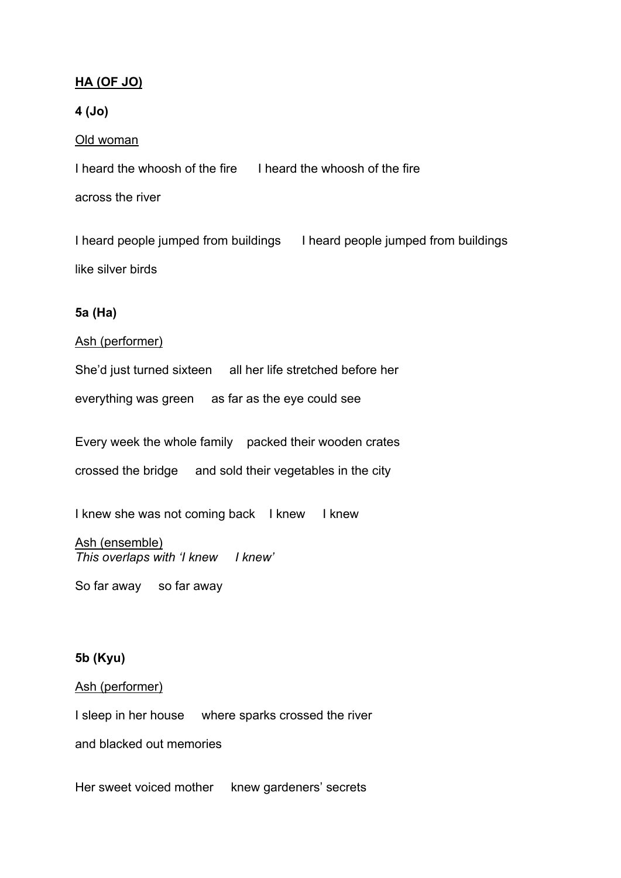**<u>HA (OF JO)</u>**

**4 (Jo)**

<u>Old woman</u>

I heard the whoosh of the fire      I heard the whoosh of the fire

across the river

I heard people jumped from buildings      I heard people jumped from buildings

like silver birds

**5a (Ha)**

<u>Ash (performer)</u>

She'd just turned sixteen     all her life stretched before her

everything was green     as far as the eye could see

Every week the whole family    packed their wooden crates

crossed the bridge     and sold their vegetables in the city

I knew she was not coming back    I knew     I knew

<u>Ash (ensemble)</u>
*This overlaps with 'I knew     I knew'*

So far away     so far away

**5b (Kyu)**

<u>Ash (performer)</u>

I sleep in her house     where sparks crossed the river

and blacked out memories

Her sweet voiced mother     knew gardeners' secrets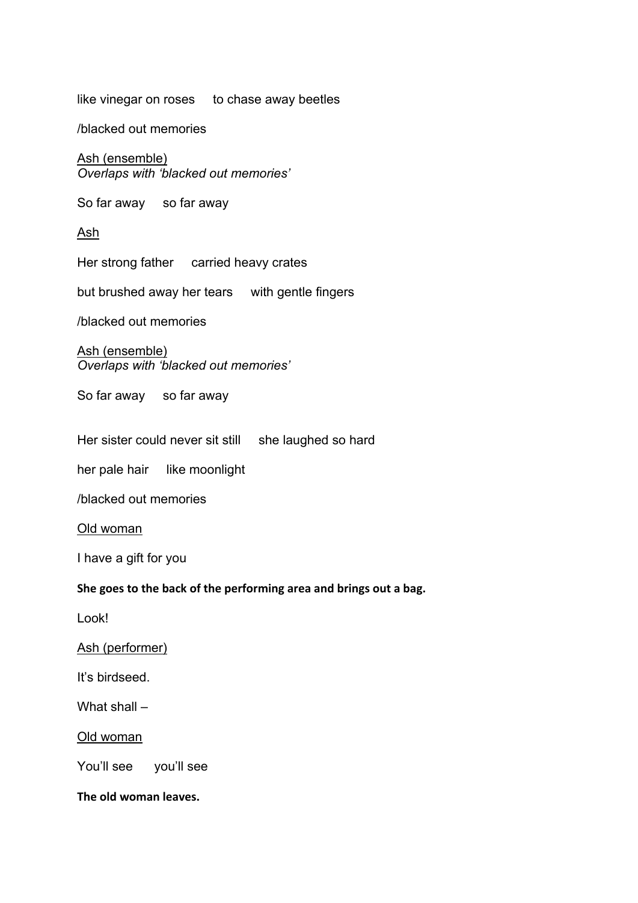like vinegar on roses     to chase away beetles

/blacked out memories

<u>Ash (ensemble)</u>
*Overlaps with 'blacked out memories'*

So far away     so far away

<u>Ash</u>

Her strong father     carried heavy crates

but brushed away her tears     with gentle fingers

/blacked out memories

<u>Ash (ensemble)</u>
*Overlaps with 'blacked out memories'*

So far away     so far away

Her sister could never sit still     she laughed so hard

her pale hair     like moonlight

/blacked out memories

<u>Old woman</u>

I have a gift for you

**She goes to the back of the performing area and brings out a bag.**

Look!

<u>Ash (performer)</u>

It's birdseed.

What shall –

<u>Old woman</u>

You'll see     you'll see

**The old woman leaves.**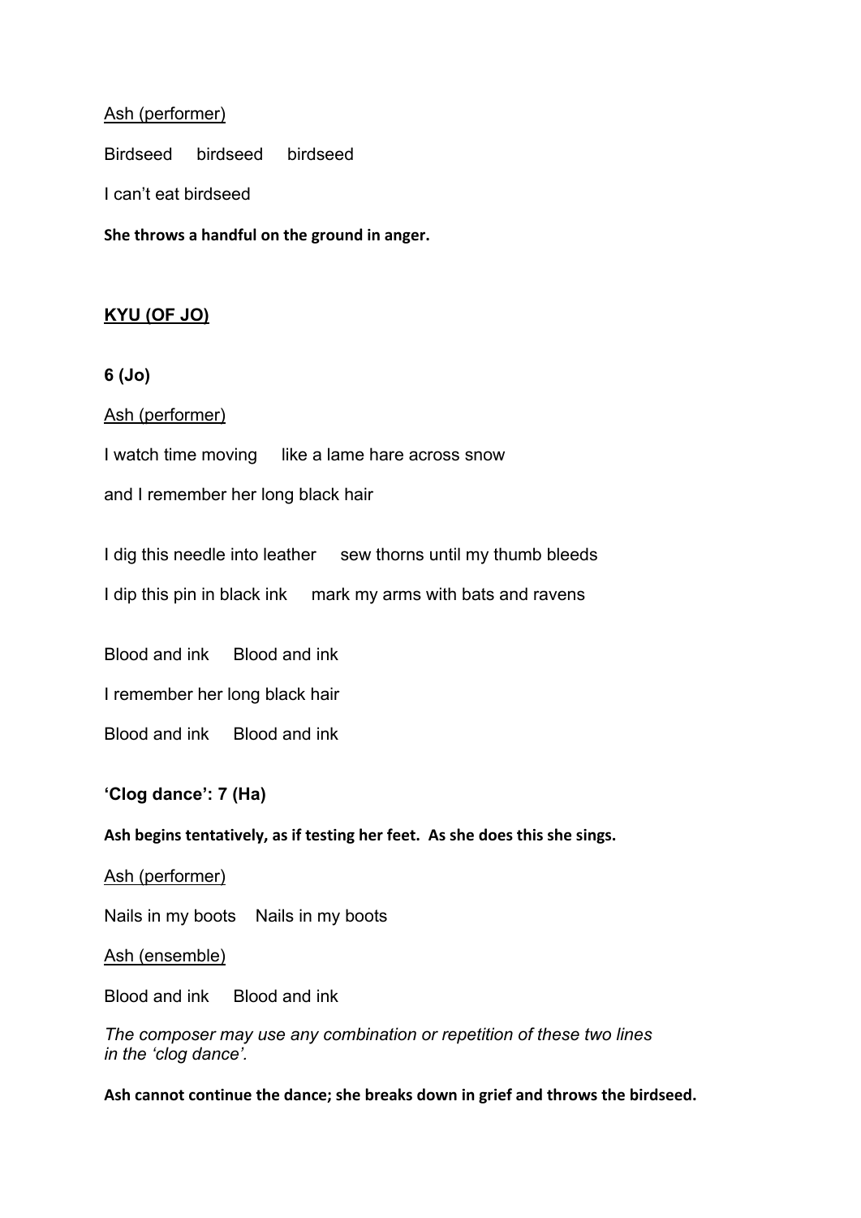Ash (performer)

Birdseed     birdseed     birdseed

I can't eat birdseed

**She throws a handful on the ground in anger.**

## KYU (OF JO)

### 6 (Jo)

Ash (performer)

I watch time moving     like a lame hare across snow

and I remember her long black hair

I dig this needle into leather     sew thorns until my thumb bleeds

I dip this pin in black ink     mark my arms with bats and ravens

Blood and ink     Blood and ink

I remember her long black hair

Blood and ink     Blood and ink

### 'Clog dance': 7 (Ha)

**Ash begins tentatively, as if testing her feet.  As she does this she sings.**

Ash (performer)

Nails in my boots    Nails in my boots

Ash (ensemble)

Blood and ink     Blood and ink

*The composer may use any combination or repetition of these two lines in the 'clog dance'.*

**Ash cannot continue the dance; she breaks down in grief and throws the birdseed.**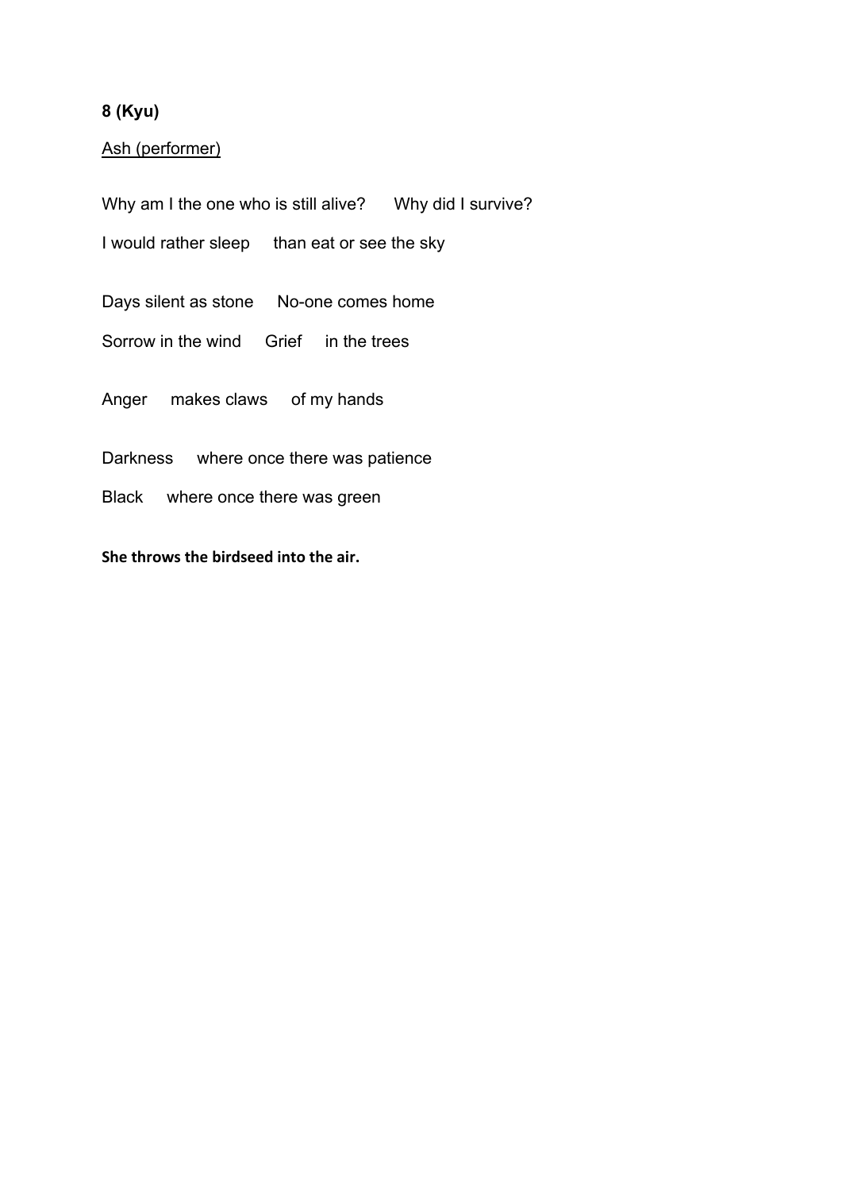**8 (Kyu)**

<u>Ash (performer)</u>

Why am I the one who is still alive?     Why did I survive?

I would rather sleep     than eat or see the sky

Days silent as stone     No-one comes home

Sorrow in the wind     Grief     in the trees

Anger     makes claws     of my hands

Darkness     where once there was patience

Black     where once there was green

**She throws the birdseed into the air.**